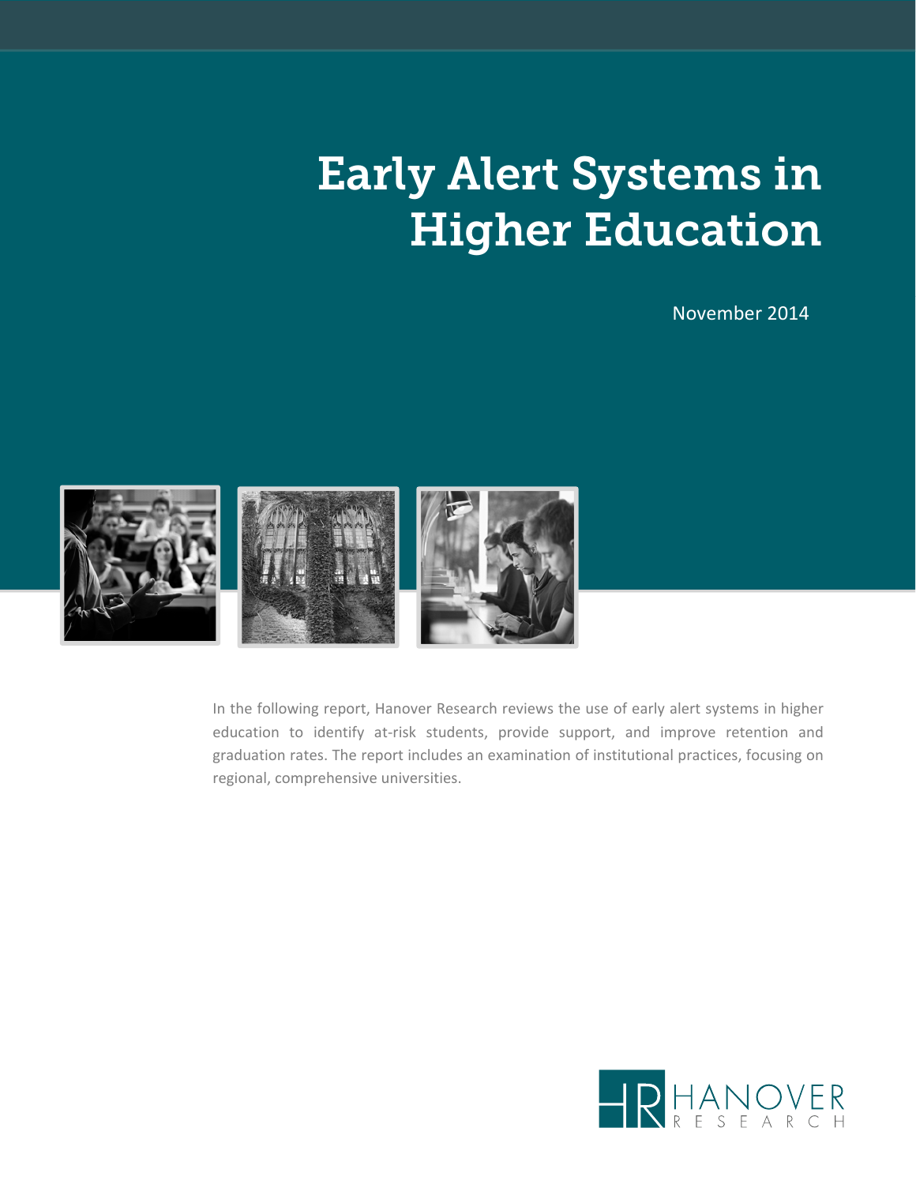# Early Alert Systems in Higher Education

November 2014

In the following report, Hanover Research reviews the use of early alert systems in higher education to identify at-risk students, provide support, and improve retention and graduation rates. The report includes an examination of institutional practices, focusing on regional, comprehensive universities.

HANOVER RESEARCH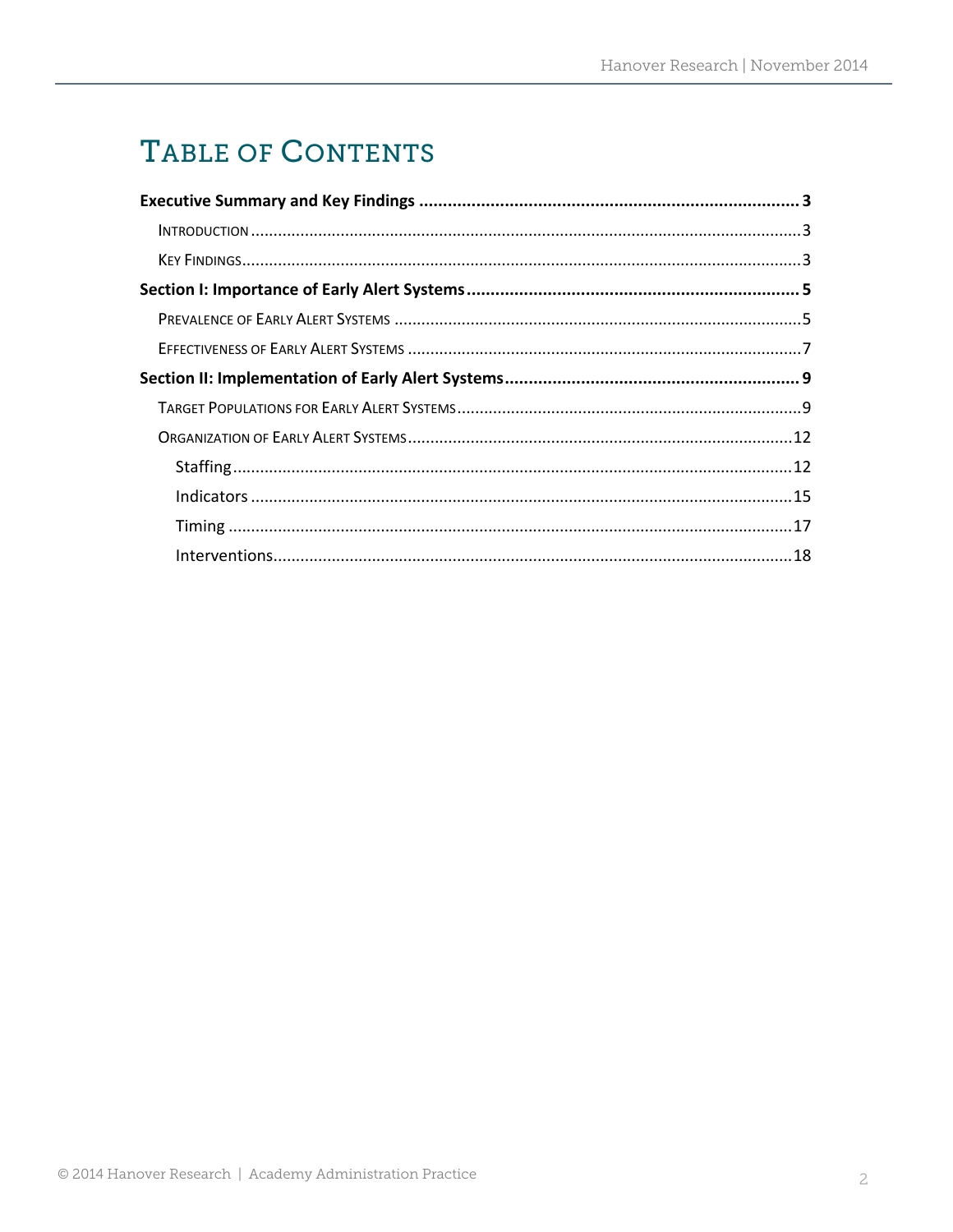# Table of Contents

**Executive Summary and Key Findings** ........ **3**

- Introduction ........ 3
- Key Findings ........ 3

**Section I: Importance of Early Alert Systems** ........ **5**

- Prevalence of Early Alert Systems ........ 5
- Effectiveness of Early Alert Systems ........ 7

**Section II: Implementation of Early Alert Systems** ........ **9**

- Target Populations for Early Alert Systems ........ 9
- Organization of Early Alert Systems ........ 12
  - Staffing ........ 12
  - Indicators ........ 15
  - Timing ........ 17
  - Interventions ........ 18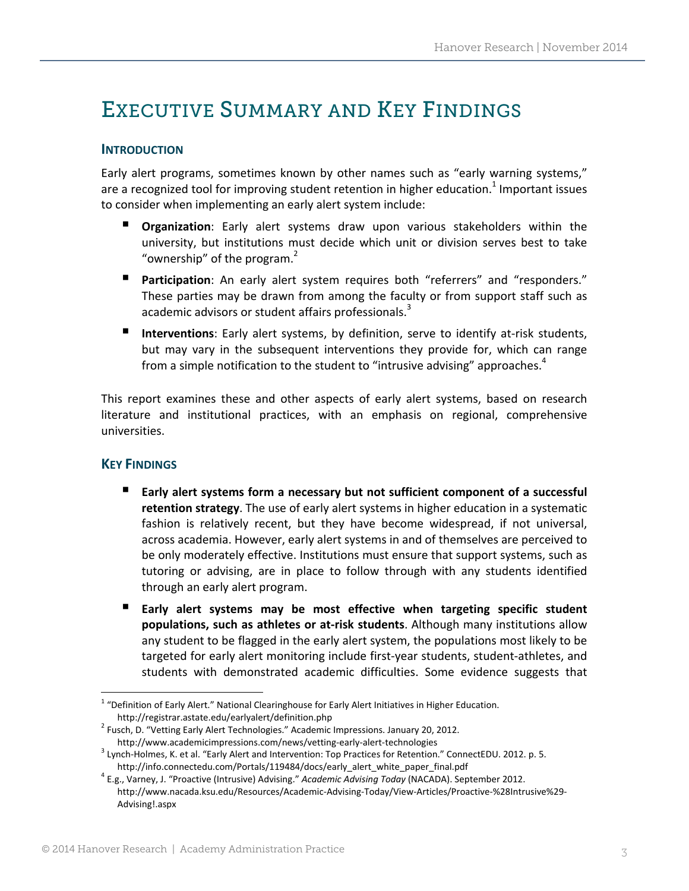# Executive Summary and Key Findings

## Introduction

Early alert programs, sometimes known by other names such as "early warning systems," are a recognized tool for improving student retention in higher education.[1] Important issues to consider when implementing an early alert system include:

- **Organization**: Early alert systems draw upon various stakeholders within the university, but institutions must decide which unit or division serves best to take "ownership" of the program.[2]
- **Participation**: An early alert system requires both "referrers" and "responders." These parties may be drawn from among the faculty or from support staff such as academic advisors or student affairs professionals.[3]
- **Interventions**: Early alert systems, by definition, serve to identify at-risk students, but may vary in the subsequent interventions they provide for, which can range from a simple notification to the student to "intrusive advising" approaches.[4]

This report examines these and other aspects of early alert systems, based on research literature and institutional practices, with an emphasis on regional, comprehensive universities.

## Key Findings

- **Early alert systems form a necessary but not sufficient component of a successful retention strategy**. The use of early alert systems in higher education in a systematic fashion is relatively recent, but they have become widespread, if not universal, across academia. However, early alert systems in and of themselves are perceived to be only moderately effective. Institutions must ensure that support systems, such as tutoring or advising, are in place to follow through with any students identified through an early alert program.
- **Early alert systems may be most effective when targeting specific student populations, such as athletes or at-risk students**. Although many institutions allow any student to be flagged in the early alert system, the populations most likely to be targeted for early alert monitoring include first-year students, student-athletes, and students with demonstrated academic difficulties. Some evidence suggests that

---

[1] "Definition of Early Alert." National Clearinghouse for Early Alert Initiatives in Higher Education. http://registrar.astate.edu/earlyalert/definition.php

[2] Fusch, D. "Vetting Early Alert Technologies." Academic Impressions. January 20, 2012. http://www.academicimpressions.com/news/vetting-early-alert-technologies

[3] Lynch-Holmes, K. et al. "Early Alert and Intervention: Top Practices for Retention." ConnectEDU. 2012. p. 5. http://info.connectedu.com/Portals/119484/docs/early_alert_white_paper_final.pdf

[4] E.g., Varney, J. "Proactive (Intrusive) Advising." *Academic Advising Today* (NACADA). September 2012. http://www.nacada.ksu.edu/Resources/Academic-Advising-Today/View-Articles/Proactive-%28Intrusive%29-Advising!.aspx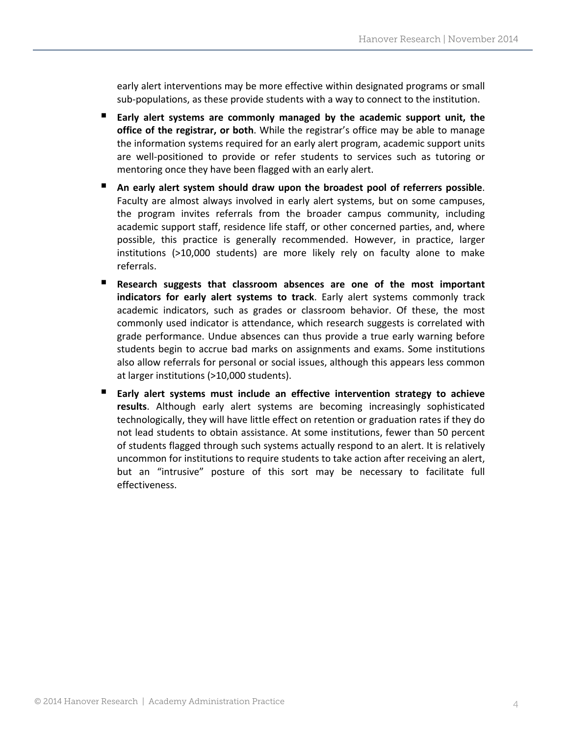early alert interventions may be more effective within designated programs or small sub-populations, as these provide students with a way to connect to the institution.

- **Early alert systems are commonly managed by the academic support unit, the office of the registrar, or both**. While the registrar's office may be able to manage the information systems required for an early alert program, academic support units are well-positioned to provide or refer students to services such as tutoring or mentoring once they have been flagged with an early alert.
- **An early alert system should draw upon the broadest pool of referrers possible**. Faculty are almost always involved in early alert systems, but on some campuses, the program invites referrals from the broader campus community, including academic support staff, residence life staff, or other concerned parties, and, where possible, this practice is generally recommended. However, in practice, larger institutions (>10,000 students) are more likely rely on faculty alone to make referrals.
- **Research suggests that classroom absences are one of the most important indicators for early alert systems to track**. Early alert systems commonly track academic indicators, such as grades or classroom behavior. Of these, the most commonly used indicator is attendance, which research suggests is correlated with grade performance. Undue absences can thus provide a true early warning before students begin to accrue bad marks on assignments and exams. Some institutions also allow referrals for personal or social issues, although this appears less common at larger institutions (>10,000 students).
- **Early alert systems must include an effective intervention strategy to achieve results**. Although early alert systems are becoming increasingly sophisticated technologically, they will have little effect on retention or graduation rates if they do not lead students to obtain assistance. At some institutions, fewer than 50 percent of students flagged through such systems actually respond to an alert. It is relatively uncommon for institutions to require students to take action after receiving an alert, but an "intrusive" posture of this sort may be necessary to facilitate full effectiveness.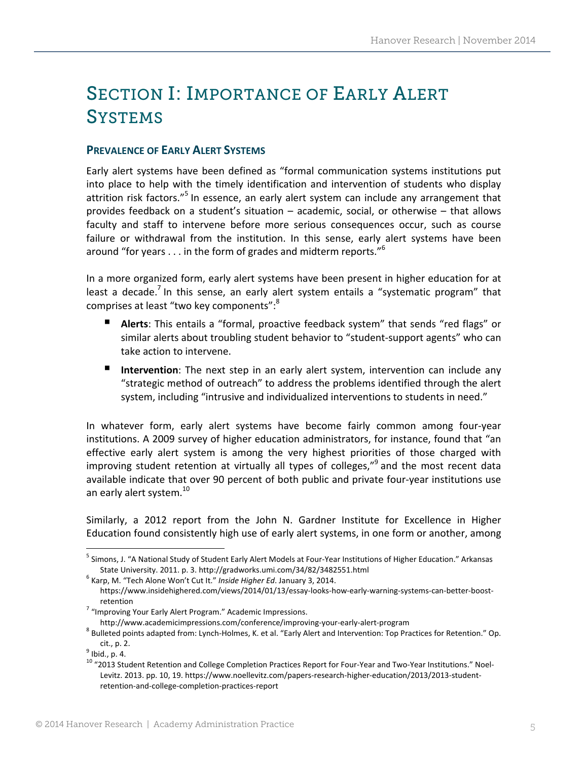# SECTION I: IMPORTANCE OF EARLY ALERT SYSTEMS

## PREVALENCE OF EARLY ALERT SYSTEMS

Early alert systems have been defined as "formal communication systems institutions put into place to help with the timely identification and intervention of students who display attrition risk factors."[5] In essence, an early alert system can include any arrangement that provides feedback on a student's situation – academic, social, or otherwise – that allows faculty and staff to intervene before more serious consequences occur, such as course failure or withdrawal from the institution. In this sense, early alert systems have been around "for years . . . in the form of grades and midterm reports."[6]

In a more organized form, early alert systems have been present in higher education for at least a decade.[7] In this sense, an early alert system entails a "systematic program" that comprises at least "two key components":[8]

- **Alerts**: This entails a "formal, proactive feedback system" that sends "red flags" or similar alerts about troubling student behavior to "student-support agents" who can take action to intervene.
- **Intervention**: The next step in an early alert system, intervention can include any "strategic method of outreach" to address the problems identified through the alert system, including "intrusive and individualized interventions to students in need."

In whatever form, early alert systems have become fairly common among four-year institutions. A 2009 survey of higher education administrators, for instance, found that "an effective early alert system is among the very highest priorities of those charged with improving student retention at virtually all types of colleges,"[9] and the most recent data available indicate that over 90 percent of both public and private four-year institutions use an early alert system.[10]

Similarly, a 2012 report from the John N. Gardner Institute for Excellence in Higher Education found consistently high use of early alert systems, in one form or another, among

---

[5] Simons, J. "A National Study of Student Early Alert Models at Four-Year Institutions of Higher Education." Arkansas State University. 2011. p. 3. http://gradworks.umi.com/34/82/3482551.html

[6] Karp, M. "Tech Alone Won't Cut It." *Inside Higher Ed*. January 3, 2014. https://www.insidehighered.com/views/2014/01/13/essay-looks-how-early-warning-systems-can-better-boost-retention

[7] "Improving Your Early Alert Program." Academic Impressions. http://www.academicimpressions.com/conference/improving-your-early-alert-program

[8] Bulleted points adapted from: Lynch-Holmes, K. et al. "Early Alert and Intervention: Top Practices for Retention." Op. cit., p. 2.

[9] Ibid., p. 4.

[10] "2013 Student Retention and College Completion Practices Report for Four-Year and Two-Year Institutions." Noel-Levitz. 2013. pp. 10, 19. https://www.noellevitz.com/papers-research-higher-education/2013/2013-student-retention-and-college-completion-practices-report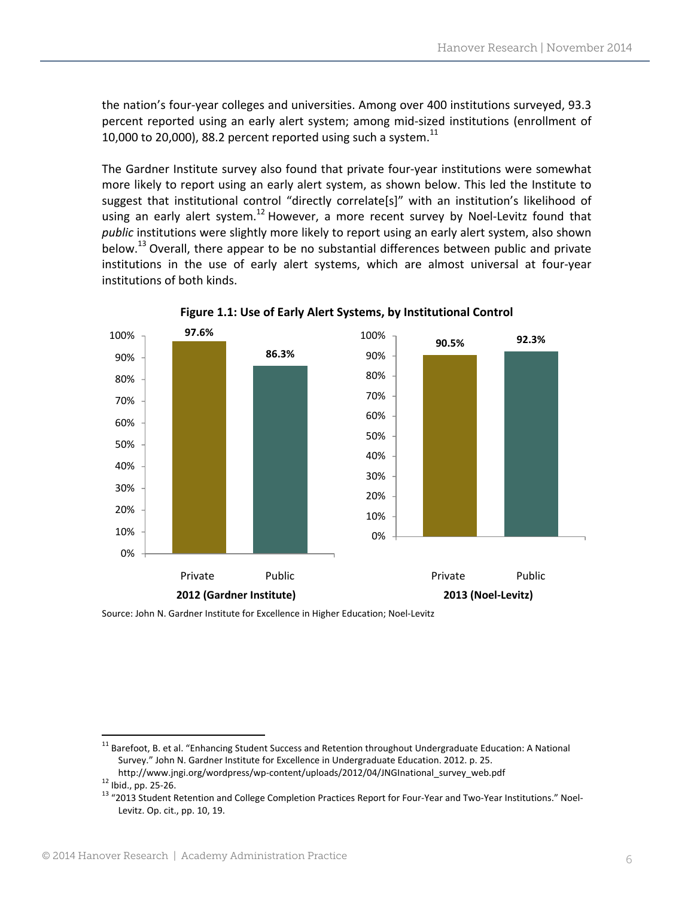the nation's four-year colleges and universities. Among over 400 institutions surveyed, 93.3 percent reported using an early alert system; among mid-sized institutions (enrollment of 10,000 to 20,000), 88.2 percent reported using such a system.[11]

The Gardner Institute survey also found that private four-year institutions were somewhat more likely to report using an early alert system, as shown below. This led the Institute to suggest that institutional control "directly correlate[s]" with an institution's likelihood of using an early alert system.[12] However, a more recent survey by Noel-Levitz found that *public* institutions were slightly more likely to report using an early alert system, also shown below.[13] Overall, there appear to be no substantial differences between public and private institutions in the use of early alert systems, which are almost universal at four-year institutions of both kinds.

**Figure 1.1: Use of Early Alert Systems, by Institutional Control**

| | Private | Public |
|---|---|---|
| 2012 (Gardner Institute) | 97.6% | 86.3% |
| 2013 (Noel-Levitz) | 90.5% | 92.3% |

Source: John N. Gardner Institute for Excellence in Higher Education; Noel-Levitz

---

[11] Barefoot, B. et al. "Enhancing Student Success and Retention throughout Undergraduate Education: A National Survey." John N. Gardner Institute for Excellence in Undergraduate Education. 2012. p. 25. http://www.jngi.org/wordpress/wp-content/uploads/2012/04/JNGInational_survey_web.pdf

[12] Ibid., pp. 25-26.

[13] "2013 Student Retention and College Completion Practices Report for Four-Year and Two-Year Institutions." Noel-Levitz. Op. cit., pp. 10, 19.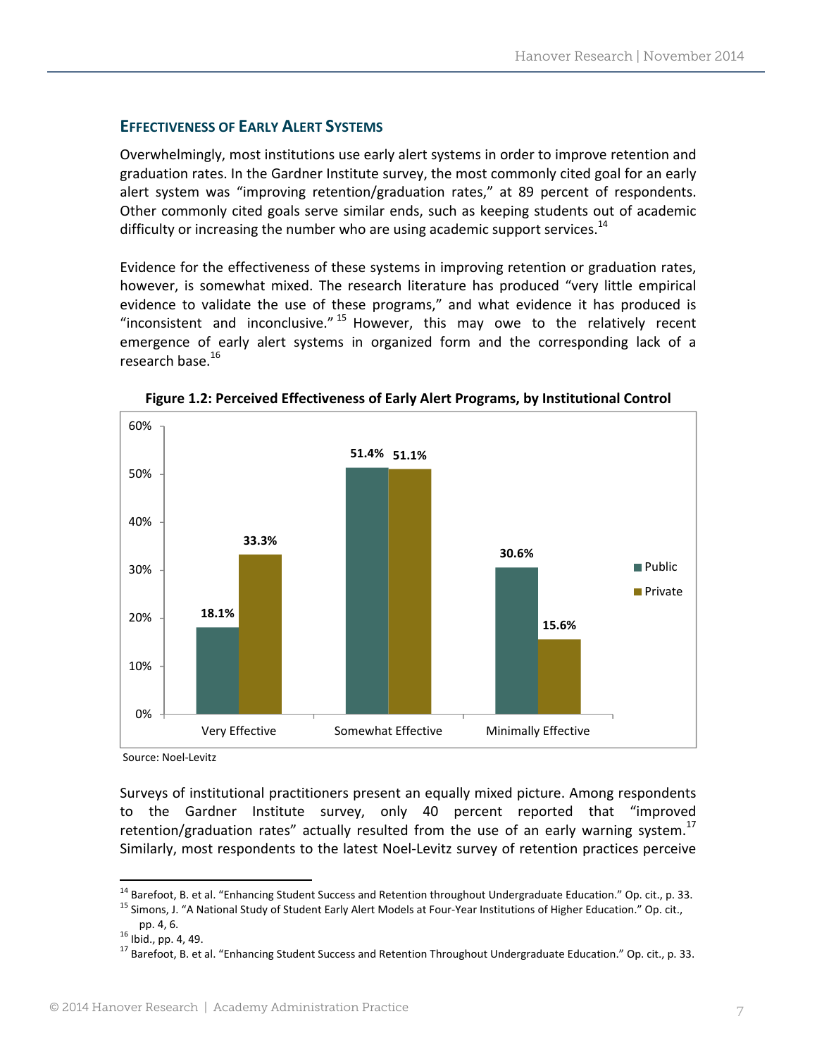### EFFECTIVENESS OF EARLY ALERT SYSTEMS

Overwhelmingly, most institutions use early alert systems in order to improve retention and graduation rates. In the Gardner Institute survey, the most commonly cited goal for an early alert system was "improving retention/graduation rates," at 89 percent of respondents. Other commonly cited goals serve similar ends, such as keeping students out of academic difficulty or increasing the number who are using academic support services.[14]

Evidence for the effectiveness of these systems in improving retention or graduation rates, however, is somewhat mixed. The research literature has produced "very little empirical evidence to validate the use of these programs," and what evidence it has produced is "inconsistent and inconclusive."[15] However, this may owe to the relatively recent emergence of early alert systems in organized form and the corresponding lack of a research base.[16]

**Figure 1.2: Perceived Effectiveness of Early Alert Programs, by Institutional Control**

| | Public | Private |
|---|---|---|
| Very Effective | 18.1% | 33.3% |
| Somewhat Effective | 51.4% | 51.1% |
| Minimally Effective | 30.6% | 15.6% |

Source: Noel-Levitz

Surveys of institutional practitioners present an equally mixed picture. Among respondents to the Gardner Institute survey, only 40 percent reported that "improved retention/graduation rates" actually resulted from the use of an early warning system.[17] Similarly, most respondents to the latest Noel-Levitz survey of retention practices perceive

---

[14] Barefoot, B. et al. "Enhancing Student Success and Retention throughout Undergraduate Education." Op. cit., p. 33.

[15] Simons, J. "A National Study of Student Early Alert Models at Four-Year Institutions of Higher Education." Op. cit., pp. 4, 6.

[16] Ibid., pp. 4, 49.

[17] Barefoot, B. et al. "Enhancing Student Success and Retention Throughout Undergraduate Education." Op. cit., p. 33.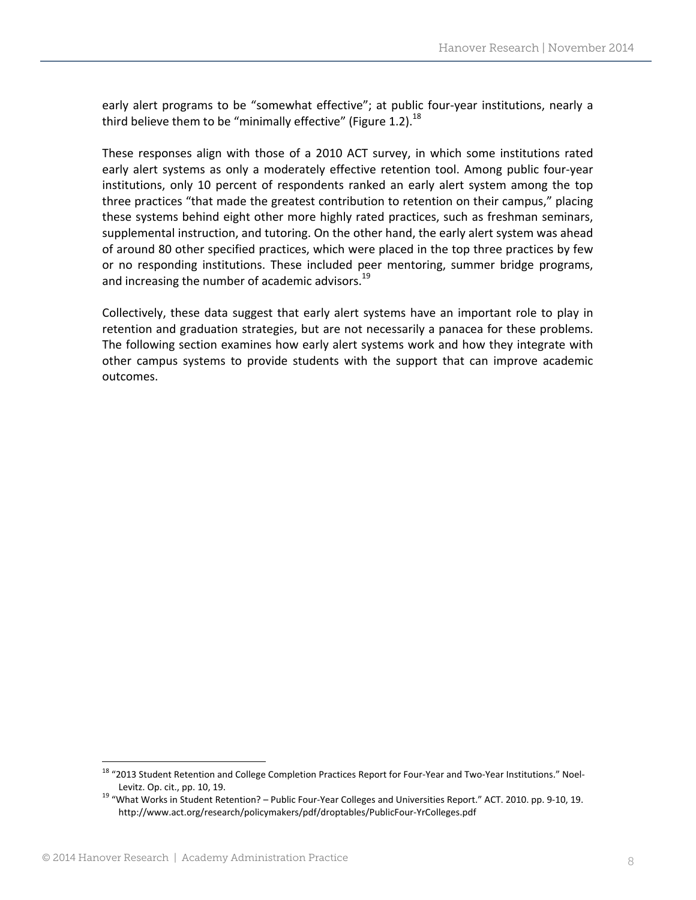early alert programs to be "somewhat effective"; at public four-year institutions, nearly a third believe them to be "minimally effective" (Figure 1.2).[18]

These responses align with those of a 2010 ACT survey, in which some institutions rated early alert systems as only a moderately effective retention tool. Among public four-year institutions, only 10 percent of respondents ranked an early alert system among the top three practices "that made the greatest contribution to retention on their campus," placing these systems behind eight other more highly rated practices, such as freshman seminars, supplemental instruction, and tutoring. On the other hand, the early alert system was ahead of around 80 other specified practices, which were placed in the top three practices by few or no responding institutions. These included peer mentoring, summer bridge programs, and increasing the number of academic advisors.[19]

Collectively, these data suggest that early alert systems have an important role to play in retention and graduation strategies, but are not necessarily a panacea for these problems. The following section examines how early alert systems work and how they integrate with other campus systems to provide students with the support that can improve academic outcomes.

---

[18] "2013 Student Retention and College Completion Practices Report for Four-Year and Two-Year Institutions." Noel-Levitz. Op. cit., pp. 10, 19.

[19] "What Works in Student Retention? – Public Four-Year Colleges and Universities Report." ACT. 2010. pp. 9-10, 19. http://www.act.org/research/policymakers/pdf/droptables/PublicFour-YrColleges.pdf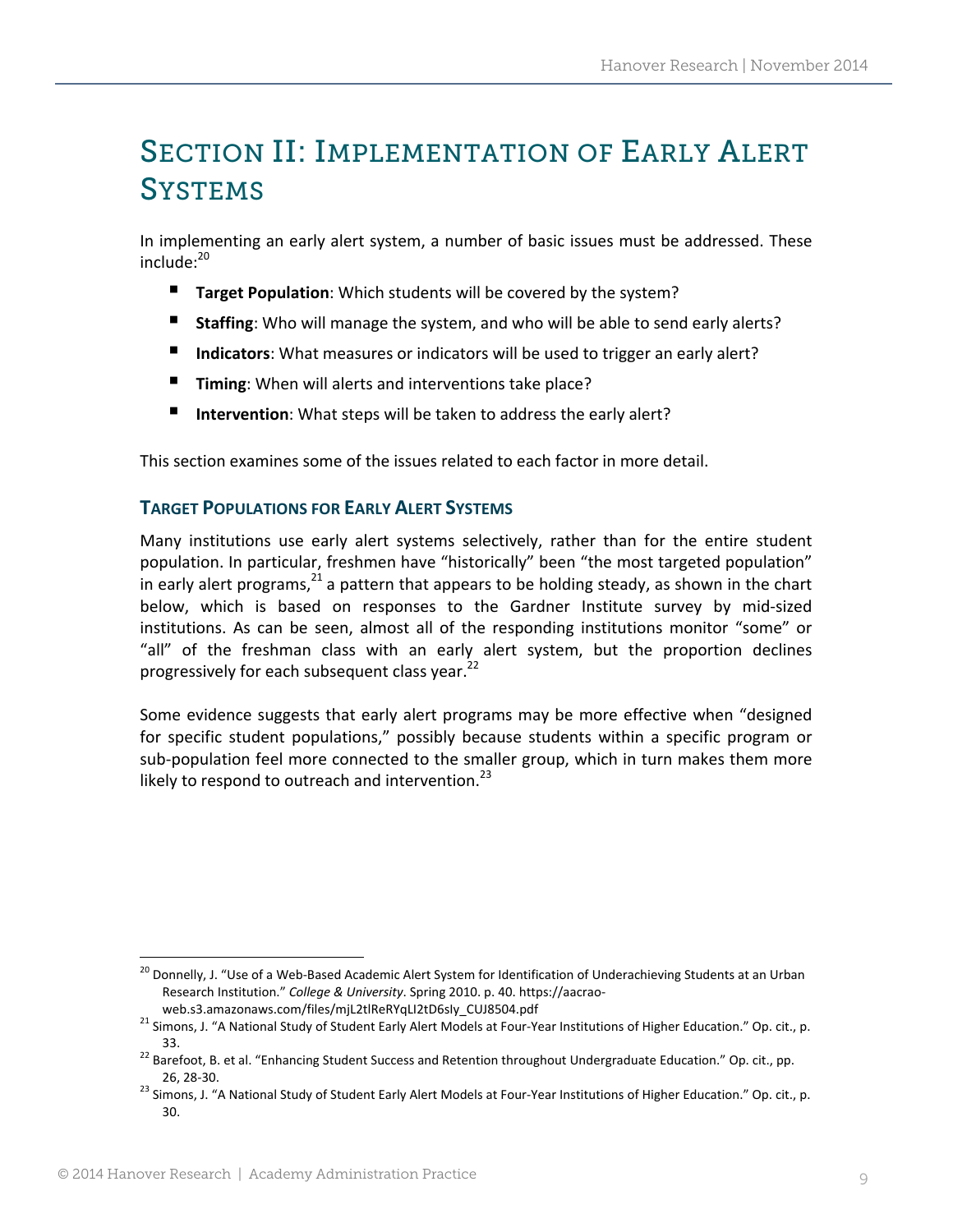# Section II: Implementation of Early Alert Systems

In implementing an early alert system, a number of basic issues must be addressed. These include:[20]

- **Target Population**: Which students will be covered by the system?
- **Staffing**: Who will manage the system, and who will be able to send early alerts?
- **Indicators**: What measures or indicators will be used to trigger an early alert?
- **Timing**: When will alerts and interventions take place?
- **Intervention**: What steps will be taken to address the early alert?

This section examines some of the issues related to each factor in more detail.

## Target Populations for Early Alert Systems

Many institutions use early alert systems selectively, rather than for the entire student population. In particular, freshmen have "historically" been "the most targeted population" in early alert programs,[21] a pattern that appears to be holding steady, as shown in the chart below, which is based on responses to the Gardner Institute survey by mid-sized institutions. As can be seen, almost all of the responding institutions monitor "some" or "all" of the freshman class with an early alert system, but the proportion declines progressively for each subsequent class year.[22]

Some evidence suggests that early alert programs may be more effective when "designed for specific student populations," possibly because students within a specific program or sub-population feel more connected to the smaller group, which in turn makes them more likely to respond to outreach and intervention.[23]

---

[20] Donnelly, J. "Use of a Web-Based Academic Alert System for Identification of Underachieving Students at an Urban Research Institution." *College & University*. Spring 2010. p. 40. https://aacrao-web.s3.amazonaws.com/files/mjL2tlReRYqLI2tD6sIy_CUJ8504.pdf

[21] Simons, J. "A National Study of Student Early Alert Models at Four-Year Institutions of Higher Education." Op. cit., p. 33.

[22] Barefoot, B. et al. "Enhancing Student Success and Retention throughout Undergraduate Education." Op. cit., pp. 26, 28-30.

[23] Simons, J. "A National Study of Student Early Alert Models at Four-Year Institutions of Higher Education." Op. cit., p. 30.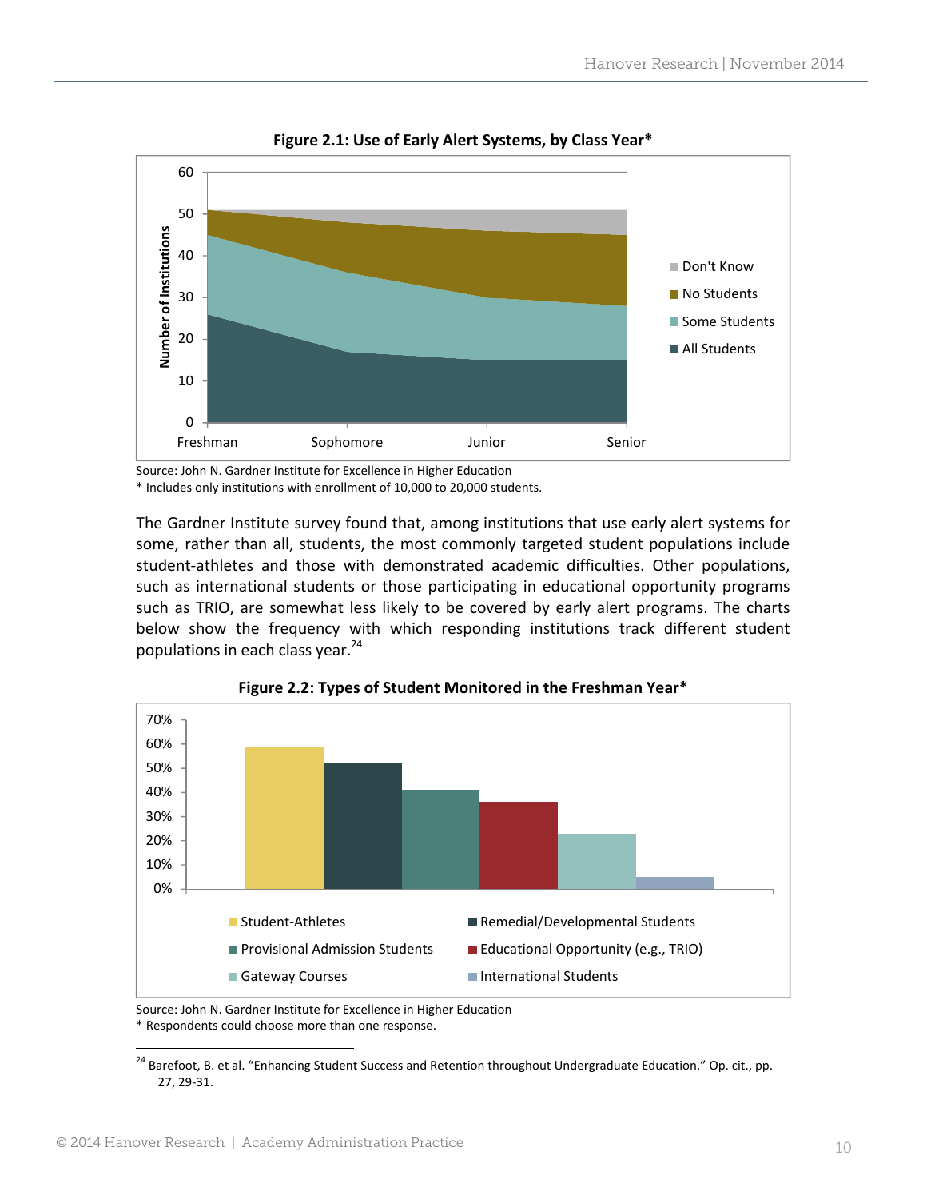**Figure 2.1: Use of Early Alert Systems, by Class Year***

Source: John N. Gardner Institute for Excellence in Higher Education
* Includes only institutions with enrollment of 10,000 to 20,000 students.

The Gardner Institute survey found that, among institutions that use early alert systems for some, rather than all, students, the most commonly targeted student populations include student-athletes and those with demonstrated academic difficulties. Other populations, such as international students or those participating in educational opportunity programs such as TRIO, are somewhat less likely to be covered by early alert programs. The charts below show the frequency with which responding institutions track different student populations in each class year.[24]

**Figure 2.2: Types of Student Monitored in the Freshman Year***

Source: John N. Gardner Institute for Excellence in Higher Education
* Respondents could choose more than one response.

[24] Barefoot, B. et al. "Enhancing Student Success and Retention throughout Undergraduate Education." Op. cit., pp. 27, 29-31.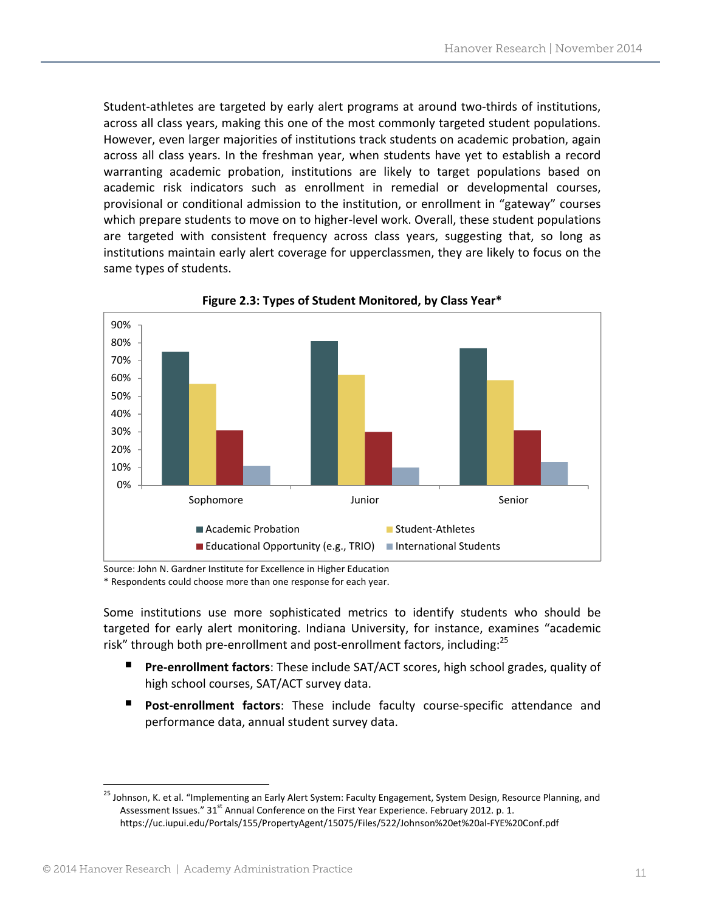Student-athletes are targeted by early alert programs at around two-thirds of institutions, across all class years, making this one of the most commonly targeted student populations. However, even larger majorities of institutions track students on academic probation, again across all class years. In the freshman year, when students have yet to establish a record warranting academic probation, institutions are likely to target populations based on academic risk indicators such as enrollment in remedial or developmental courses, provisional or conditional admission to the institution, or enrollment in "gateway" courses which prepare students to move on to higher-level work. Overall, these student populations are targeted with consistent frequency across class years, suggesting that, so long as institutions maintain early alert coverage for upperclassmen, they are likely to focus on the same types of students.

**Figure 2.3: Types of Student Monitored, by Class Year***

| | Academic Probation | Student-Athletes | Educational Opportunity (e.g., TRIO) | International Students |
|---|---|---|---|---|
| Sophomore | 75% | 57% | 31% | 11% |
| Junior | 81% | 62% | 30% | 10% |
| Senior | 77% | 59% | 31% | 13% |

Source: John N. Gardner Institute for Excellence in Higher Education
* Respondents could choose more than one response for each year.

Some institutions use more sophisticated metrics to identify students who should be targeted for early alert monitoring. Indiana University, for instance, examines "academic risk" through both pre-enrollment and post-enrollment factors, including:[25]

- **Pre-enrollment factors**: These include SAT/ACT scores, high school grades, quality of high school courses, SAT/ACT survey data.
- **Post-enrollment factors**: These include faculty course-specific attendance and performance data, annual student survey data.

---

[25] Johnson, K. et al. "Implementing an Early Alert System: Faculty Engagement, System Design, Resource Planning, and Assessment Issues." 31st Annual Conference on the First Year Experience. February 2012. p. 1. https://uc.iupui.edu/Portals/155/PropertyAgent/15075/Files/522/Johnson%20et%20al-FYE%20Conf.pdf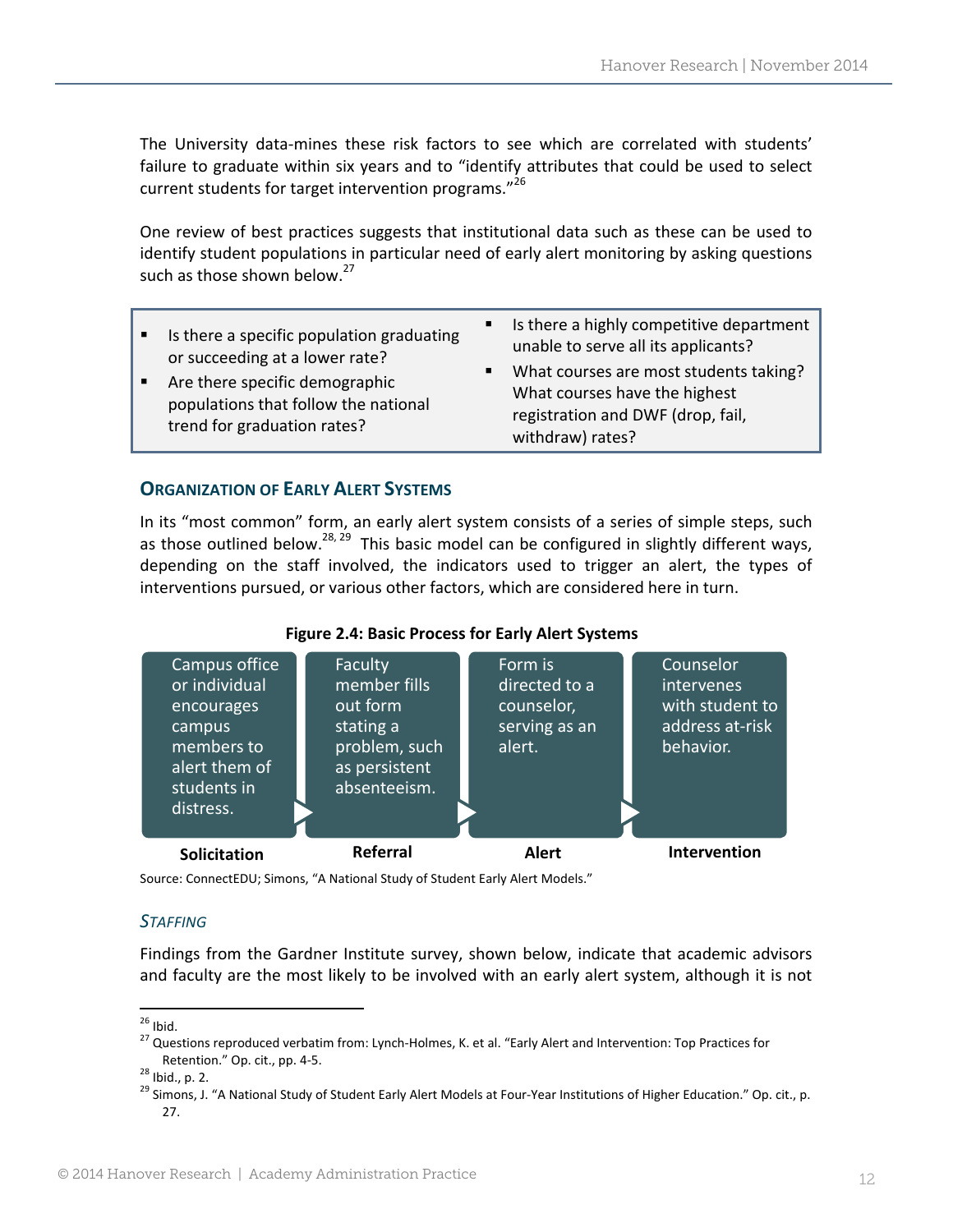The University data-mines these risk factors to see which are correlated with students' failure to graduate within six years and to "identify attributes that could be used to select current students for target intervention programs."[26]

One review of best practices suggests that institutional data such as these can be used to identify student populations in particular need of early alert monitoring by asking questions such as those shown below.[27]

- Is there a specific population graduating or succeeding at a lower rate?
- Are there specific demographic populations that follow the national trend for graduation rates?
- Is there a highly competitive department unable to serve all its applicants?
- What courses are most students taking? What courses have the highest registration and DWF (drop, fail, withdraw) rates?

### Organization of Early Alert Systems

In its "most common" form, an early alert system consists of a series of simple steps, such as those outlined below.[28, 29] This basic model can be configured in slightly different ways, depending on the staff involved, the indicators used to trigger an alert, the types of interventions pursued, or various other factors, which are considered here in turn.

**Figure 2.4: Basic Process for Early Alert Systems**

| Solicitation | Referral | Alert | Intervention |
|---|---|---|---|
| Campus office or individual encourages campus members to alert them of students in distress. | Faculty member fills out form stating a problem, such as persistent absenteeism. | Form is directed to a counselor, serving as an alert. | Counselor intervenes with student to address at-risk behavior. |

Source: ConnectEDU; Simons, "A National Study of Student Early Alert Models."

#### *Staffing*

Findings from the Gardner Institute survey, shown below, indicate that academic advisors and faculty are the most likely to be involved with an early alert system, although it is not

---

[26] Ibid.

[27] Questions reproduced verbatim from: Lynch-Holmes, K. et al. "Early Alert and Intervention: Top Practices for Retention." Op. cit., pp. 4-5.

[28] Ibid., p. 2.

[29] Simons, J. "A National Study of Student Early Alert Models at Four-Year Institutions of Higher Education." Op. cit., p. 27.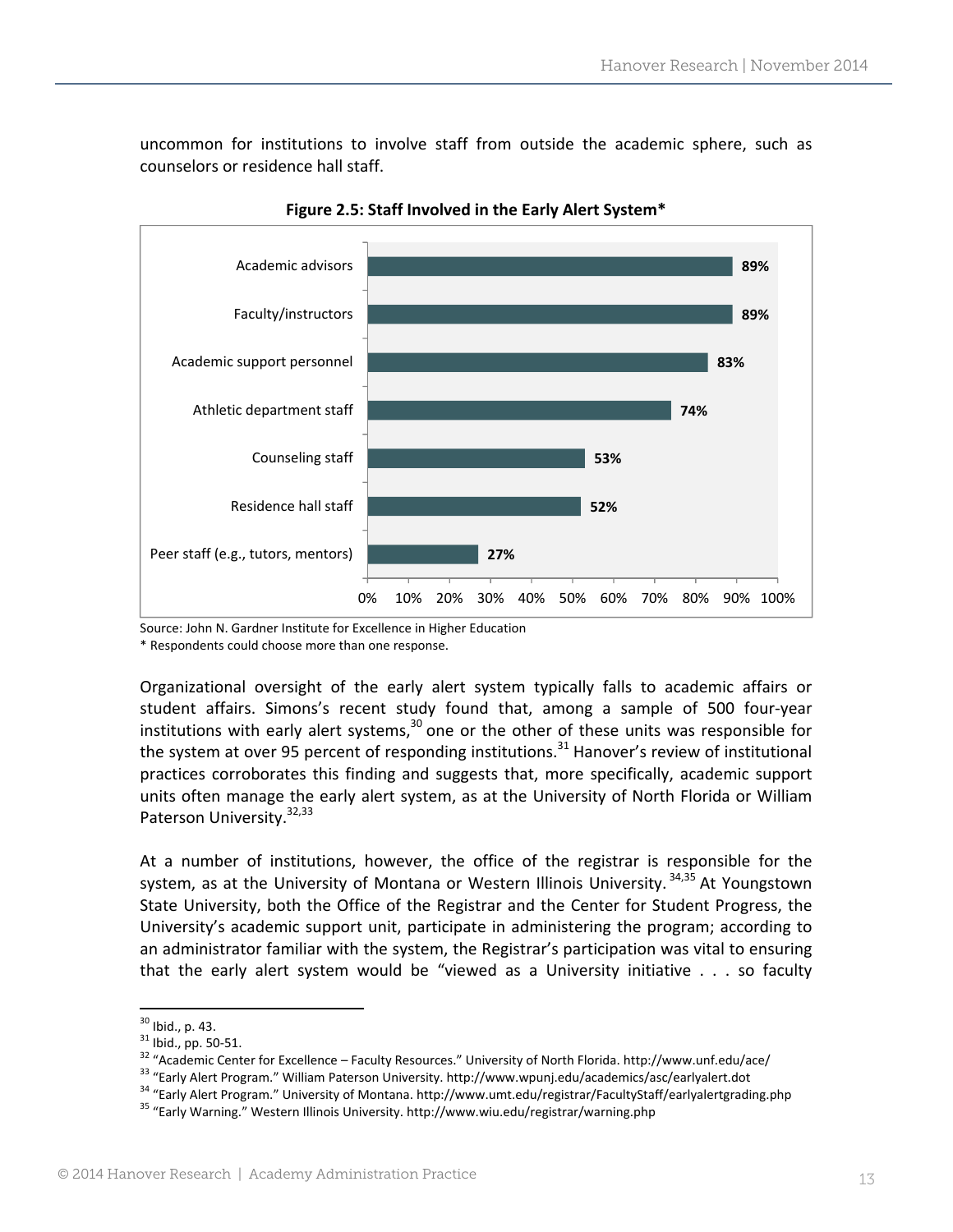uncommon for institutions to involve staff from outside the academic sphere, such as counselors or residence hall staff.

**Figure 2.5: Staff Involved in the Early Alert System***

| Staff | Percentage |
|---|---|
| Academic advisors | 89% |
| Faculty/instructors | 89% |
| Academic support personnel | 83% |
| Athletic department staff | 74% |
| Counseling staff | 53% |
| Residence hall staff | 52% |
| Peer staff (e.g., tutors, mentors) | 27% |

Source: John N. Gardner Institute for Excellence in Higher Education
* Respondents could choose more than one response.

Organizational oversight of the early alert system typically falls to academic affairs or student affairs. Simons's recent study found that, among a sample of 500 four-year institutions with early alert systems,[30] one or the other of these units was responsible for the system at over 95 percent of responding institutions.[31] Hanover's review of institutional practices corroborates this finding and suggests that, more specifically, academic support units often manage the early alert system, as at the University of North Florida or William Paterson University.[32,33]

At a number of institutions, however, the office of the registrar is responsible for the system, as at the University of Montana or Western Illinois University.[34,35] At Youngstown State University, both the Office of the Registrar and the Center for Student Progress, the University's academic support unit, participate in administering the program; according to an administrator familiar with the system, the Registrar's participation was vital to ensuring that the early alert system would be "viewed as a University initiative . . . so faculty

---

[30] Ibid., p. 43.
[31] Ibid., pp. 50-51.
[32] "Academic Center for Excellence – Faculty Resources." University of North Florida. http://www.unf.edu/ace/
[33] "Early Alert Program." William Paterson University. http://www.wpunj.edu/academics/asc/earlyalert.dot
[34] "Early Alert Program." University of Montana. http://www.umt.edu/registrar/FacultyStaff/earlyalertgrading.php
[35] "Early Warning." Western Illinois University. http://www.wiu.edu/registrar/warning.php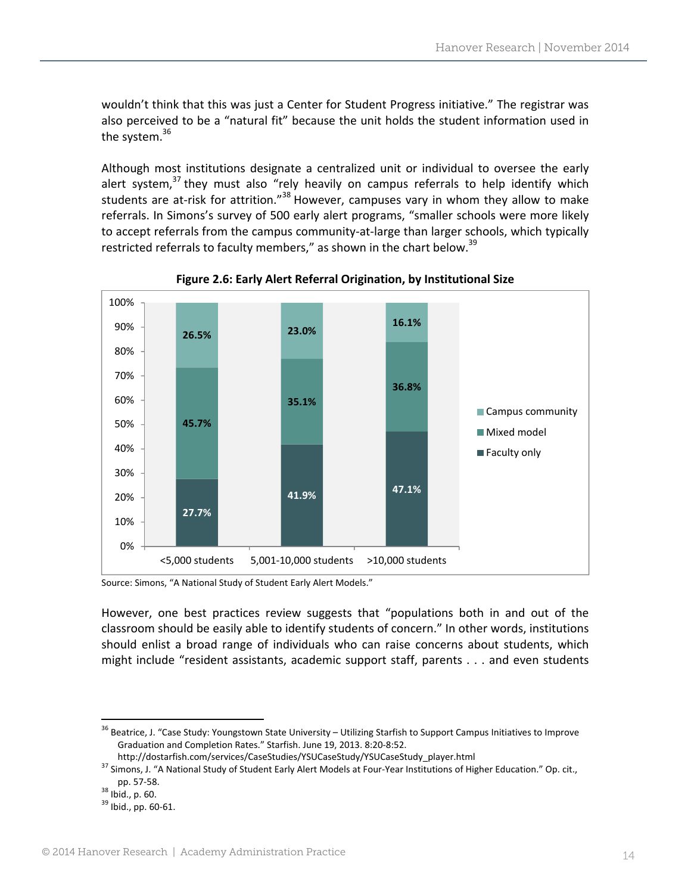wouldn't think that this was just a Center for Student Progress initiative." The registrar was also perceived to be a "natural fit" because the unit holds the student information used in the system.[36]

Although most institutions designate a centralized unit or individual to oversee the early alert system,[37] they must also "rely heavily on campus referrals to help identify which students are at-risk for attrition."[38] However, campuses vary in whom they allow to make referrals. In Simons's survey of 500 early alert programs, "smaller schools were more likely to accept referrals from the campus community-at-large than larger schools, which typically restricted referrals to faculty members," as shown in the chart below.[39]

**Figure 2.6: Early Alert Referral Origination, by Institutional Size**

| | <5,000 students | 5,001-10,000 students | >10,000 students |
|---|---|---|---|
| Campus community | 26.5% | 23.0% | 16.1% |
| Mixed model | 45.7% | 35.1% | 36.8% |
| Faculty only | 27.7% | 41.9% | 47.1% |

Source: Simons, "A National Study of Student Early Alert Models."

However, one best practices review suggests that "populations both in and out of the classroom should be easily able to identify students of concern." In other words, institutions should enlist a broad range of individuals who can raise concerns about students, which might include "resident assistants, academic support staff, parents . . . and even students

[36] Beatrice, J. "Case Study: Youngstown State University – Utilizing Starfish to Support Campus Initiatives to Improve Graduation and Completion Rates." Starfish. June 19, 2013. 8:20-8:52. http://dostarfish.com/services/CaseStudies/YSUCaseStudy/YSUCaseStudy_player.html

[37] Simons, J. "A National Study of Student Early Alert Models at Four-Year Institutions of Higher Education." Op. cit., pp. 57-58.

[38] Ibid., p. 60.

[39] Ibid., pp. 60-61.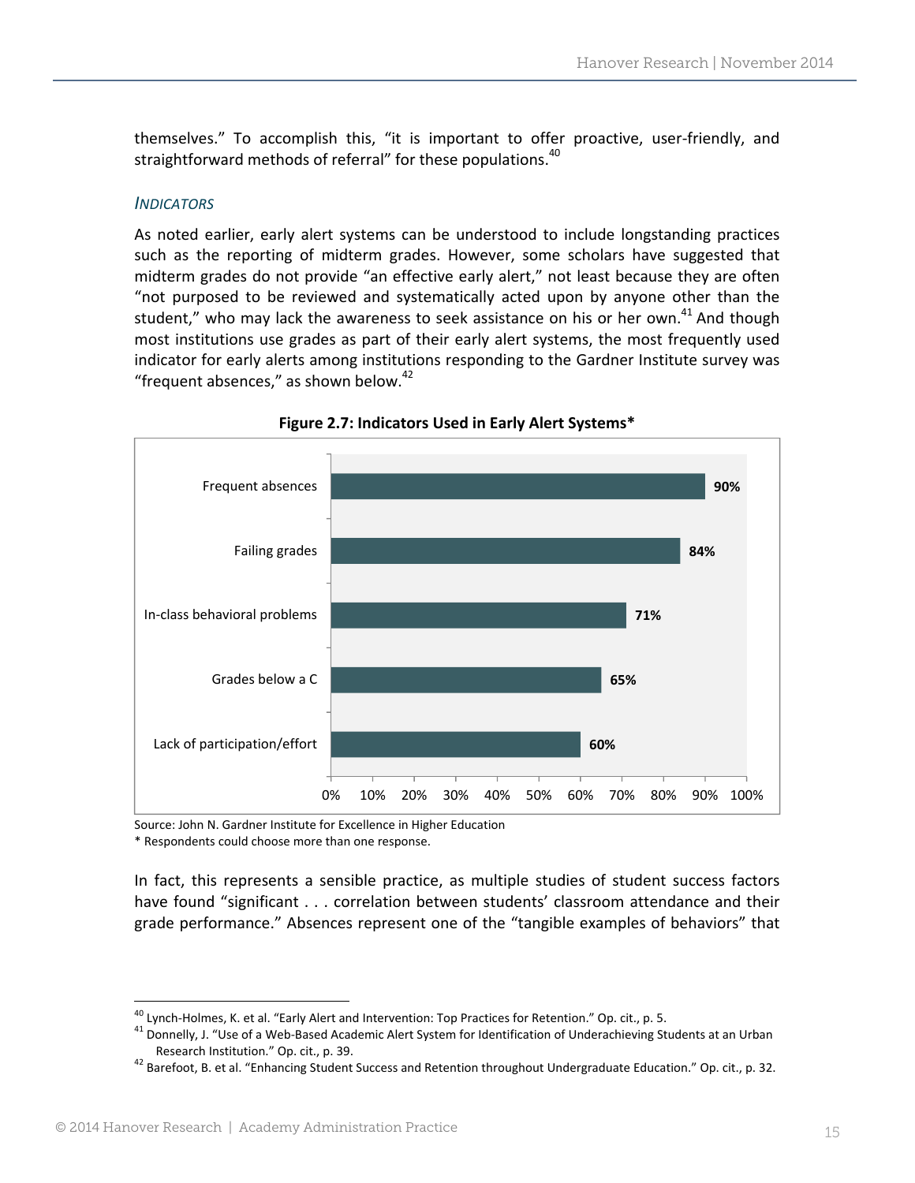themselves." To accomplish this, "it is important to offer proactive, user-friendly, and straightforward methods of referral" for these populations.[40]

### *INDICATORS*

As noted earlier, early alert systems can be understood to include longstanding practices such as the reporting of midterm grades. However, some scholars have suggested that midterm grades do not provide "an effective early alert," not least because they are often "not purposed to be reviewed and systematically acted upon by anyone other than the student," who may lack the awareness to seek assistance on his or her own.[41] And though most institutions use grades as part of their early alert systems, the most frequently used indicator for early alerts among institutions responding to the Gardner Institute survey was "frequent absences," as shown below.[42]

**Figure 2.7: Indicators Used in Early Alert Systems***

| Indicator | Percentage |
|---|---|
| Frequent absences | 90% |
| Failing grades | 84% |
| In-class behavioral problems | 71% |
| Grades below a C | 65% |
| Lack of participation/effort | 60% |

Source: John N. Gardner Institute for Excellence in Higher Education
* Respondents could choose more than one response.

In fact, this represents a sensible practice, as multiple studies of student success factors have found "significant . . . correlation between students' classroom attendance and their grade performance." Absences represent one of the "tangible examples of behaviors" that

---

[40] Lynch-Holmes, K. et al. "Early Alert and Intervention: Top Practices for Retention." Op. cit., p. 5.

[41] Donnelly, J. "Use of a Web-Based Academic Alert System for Identification of Underachieving Students at an Urban Research Institution." Op. cit., p. 39.

[42] Barefoot, B. et al. "Enhancing Student Success and Retention throughout Undergraduate Education." Op. cit., p. 32.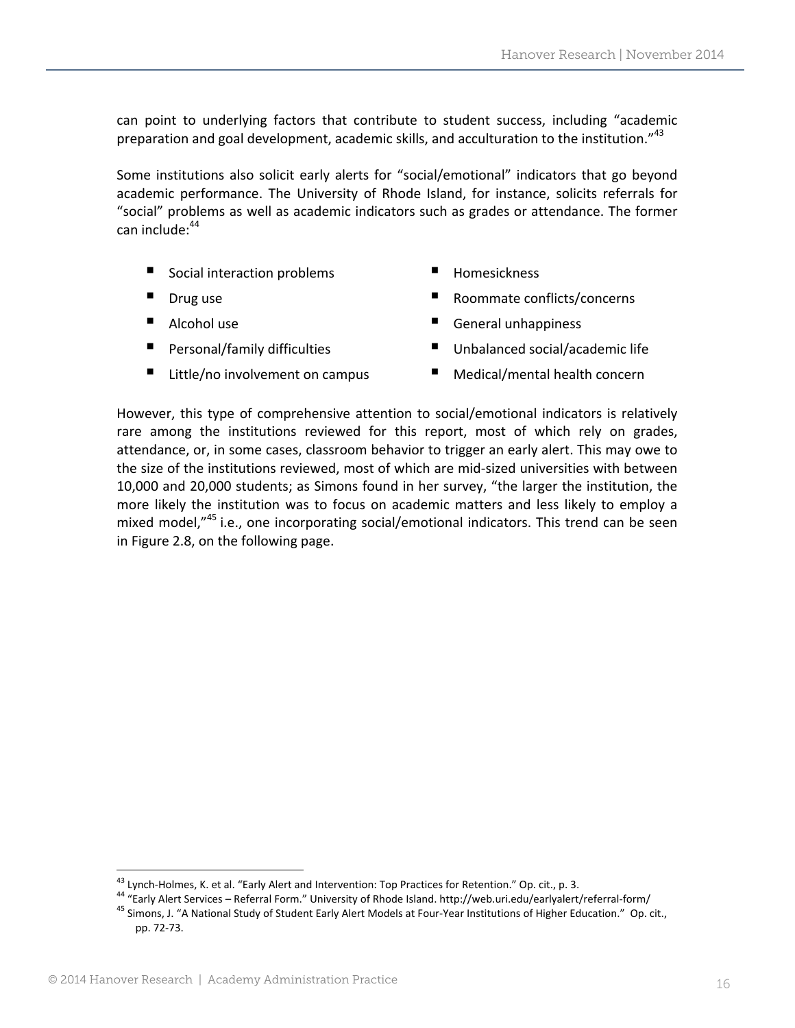can point to underlying factors that contribute to student success, including "academic preparation and goal development, academic skills, and acculturation to the institution."[43]

Some institutions also solicit early alerts for "social/emotional" indicators that go beyond academic performance. The University of Rhode Island, for instance, solicits referrals for "social" problems as well as academic indicators such as grades or attendance. The former can include:[44]

- Social interaction problems
- Drug use
- Alcohol use
- Personal/family difficulties
- Little/no involvement on campus
- Homesickness
- Roommate conflicts/concerns
- General unhappiness
- Unbalanced social/academic life
- Medical/mental health concern

However, this type of comprehensive attention to social/emotional indicators is relatively rare among the institutions reviewed for this report, most of which rely on grades, attendance, or, in some cases, classroom behavior to trigger an early alert. This may owe to the size of the institutions reviewed, most of which are mid-sized universities with between 10,000 and 20,000 students; as Simons found in her survey, "the larger the institution, the more likely the institution was to focus on academic matters and less likely to employ a mixed model,"[45] i.e., one incorporating social/emotional indicators. This trend can be seen in Figure 2.8, on the following page.

---

[43] Lynch-Holmes, K. et al. "Early Alert and Intervention: Top Practices for Retention." Op. cit., p. 3.

[44] "Early Alert Services – Referral Form." University of Rhode Island. http://web.uri.edu/earlyalert/referral-form/

[45] Simons, J. "A National Study of Student Early Alert Models at Four-Year Institutions of Higher Education." Op. cit., pp. 72-73.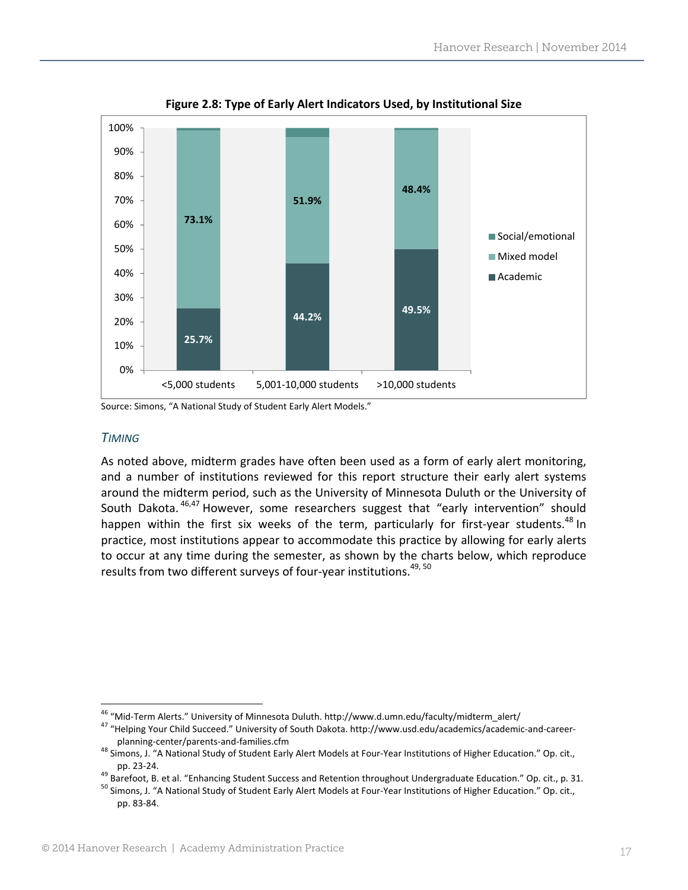**Figure 2.8: Type of Early Alert Indicators Used, by Institutional Size**

| | <5,000 students | 5,001-10,000 students | >10,000 students |
|---|---|---|---|
| Social/emotional | | | |
| Mixed model | 73.1% | 51.9% | 48.4% |
| Academic | 25.7% | 44.2% | 49.5% |

Source: Simons, "A National Study of Student Early Alert Models."

### *TIMING*

As noted above, midterm grades have often been used as a form of early alert monitoring, and a number of institutions reviewed for this report structure their early alert systems around the midterm period, such as the University of Minnesota Duluth or the University of South Dakota.[46,47] However, some researchers suggest that "early intervention" should happen within the first six weeks of the term, particularly for first-year students.[48] In practice, most institutions appear to accommodate this practice by allowing for early alerts to occur at any time during the semester, as shown by the charts below, which reproduce results from two different surveys of four-year institutions.[49, 50]

---

[46] "Mid-Term Alerts." University of Minnesota Duluth. http://www.d.umn.edu/faculty/midterm_alert/

[47] "Helping Your Child Succeed." University of South Dakota. http://www.usd.edu/academics/academic-and-career-planning-center/parents-and-families.cfm

[48] Simons, J. "A National Study of Student Early Alert Models at Four-Year Institutions of Higher Education." Op. cit., pp. 23-24.

[49] Barefoot, B. et al. "Enhancing Student Success and Retention throughout Undergraduate Education." Op. cit., p. 31.

[50] Simons, J. "A National Study of Student Early Alert Models at Four-Year Institutions of Higher Education." Op. cit., pp. 83-84.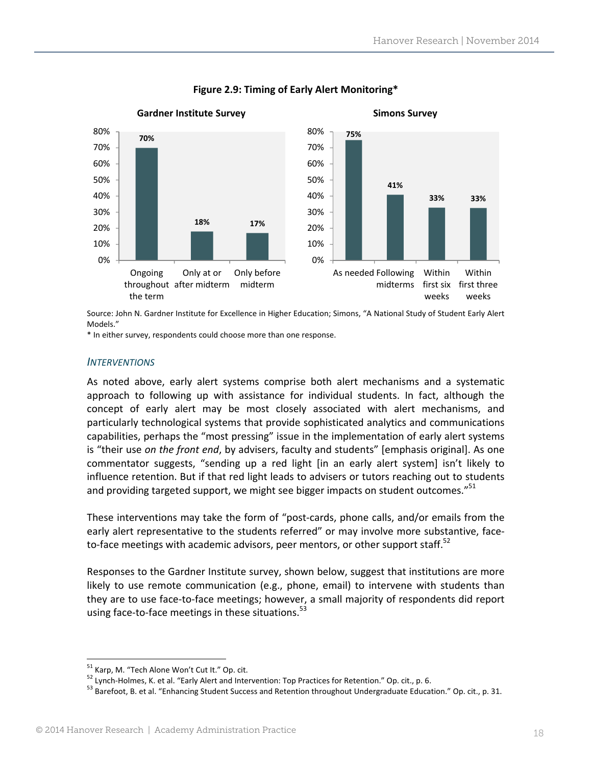**Figure 2.9: Timing of Early Alert Monitoring***

**Gardner Institute Survey**

| Timing | Percentage |
| --- | --- |
| Ongoing throughout the term | 70% |
| Only at or after midterm | 18% |
| Only before midterm | 17% |

**Simons Survey**

| Timing | Percentage |
| --- | --- |
| As needed | 75% |
| Following midterms | 41% |
| Within first six weeks | 33% |
| Within first three weeks | 33% |

Source: John N. Gardner Institute for Excellence in Higher Education; Simons, "A National Study of Student Early Alert Models."

* In either survey, respondents could choose more than one response.

### *INTERVENTIONS*

As noted above, early alert systems comprise both alert mechanisms and a systematic approach to following up with assistance for individual students. In fact, although the concept of early alert may be most closely associated with alert mechanisms, and particularly technological systems that provide sophisticated analytics and communications capabilities, perhaps the "most pressing" issue in the implementation of early alert systems is "their use *on the front end*, by advisers, faculty and students" [emphasis original]. As one commentator suggests, "sending up a red light [in an early alert system] isn't likely to influence retention. But if that red light leads to advisers or tutors reaching out to students and providing targeted support, we might see bigger impacts on student outcomes."[51]

These interventions may take the form of "post-cards, phone calls, and/or emails from the early alert representative to the students referred" or may involve more substantive, face-to-face meetings with academic advisors, peer mentors, or other support staff.[52]

Responses to the Gardner Institute survey, shown below, suggest that institutions are more likely to use remote communication (e.g., phone, email) to intervene with students than they are to use face-to-face meetings; however, a small majority of respondents did report using face-to-face meetings in these situations.[53]

---

[51] Karp, M. "Tech Alone Won't Cut It." Op. cit.

[52] Lynch-Holmes, K. et al. "Early Alert and Intervention: Top Practices for Retention." Op. cit., p. 6.

[53] Barefoot, B. et al. "Enhancing Student Success and Retention throughout Undergraduate Education." Op. cit., p. 31.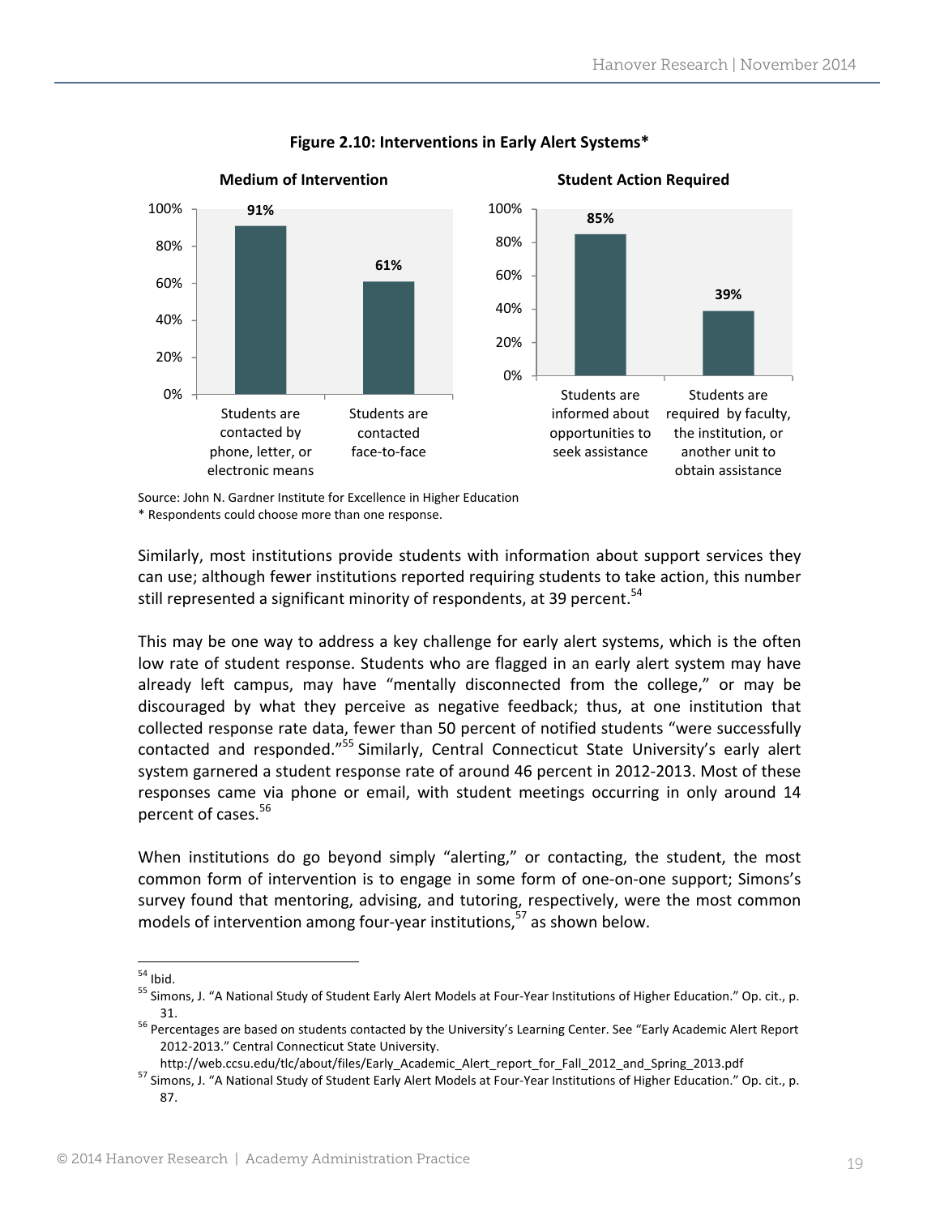**Figure 2.10: Interventions in Early Alert Systems***

**Medium of Intervention**

| Medium | Percent |
|---|---|
| Students are contacted by phone, letter, or electronic means | 91% |
| Students are contacted face-to-face | 61% |

**Student Action Required**

| Action | Percent |
|---|---|
| Students are informed about opportunities to seek assistance | 85% |
| Students are required by faculty, the institution, or another unit to obtain assistance | 39% |

Source: John N. Gardner Institute for Excellence in Higher Education
* Respondents could choose more than one response.

Similarly, most institutions provide students with information about support services they can use; although fewer institutions reported requiring students to take action, this number still represented a significant minority of respondents, at 39 percent.[54]

This may be one way to address a key challenge for early alert systems, which is the often low rate of student response. Students who are flagged in an early alert system may have already left campus, may have "mentally disconnected from the college," or may be discouraged by what they perceive as negative feedback; thus, at one institution that collected response rate data, fewer than 50 percent of notified students "were successfully contacted and responded."[55] Similarly, Central Connecticut State University's early alert system garnered a student response rate of around 46 percent in 2012-2013. Most of these responses came via phone or email, with student meetings occurring in only around 14 percent of cases.[56]

When institutions do go beyond simply "alerting," or contacting, the student, the most common form of intervention is to engage in some form of one-on-one support; Simons's survey found that mentoring, advising, and tutoring, respectively, were the most common models of intervention among four-year institutions,[57] as shown below.

---

[54] Ibid.

[55] Simons, J. "A National Study of Student Early Alert Models at Four-Year Institutions of Higher Education." Op. cit., p. 31.

[56] Percentages are based on students contacted by the University's Learning Center. See "Early Academic Alert Report 2012-2013." Central Connecticut State University. http://web.ccsu.edu/tlc/about/files/Early_Academic_Alert_report_for_Fall_2012_and_Spring_2013.pdf

[57] Simons, J. "A National Study of Student Early Alert Models at Four-Year Institutions of Higher Education." Op. cit., p. 87.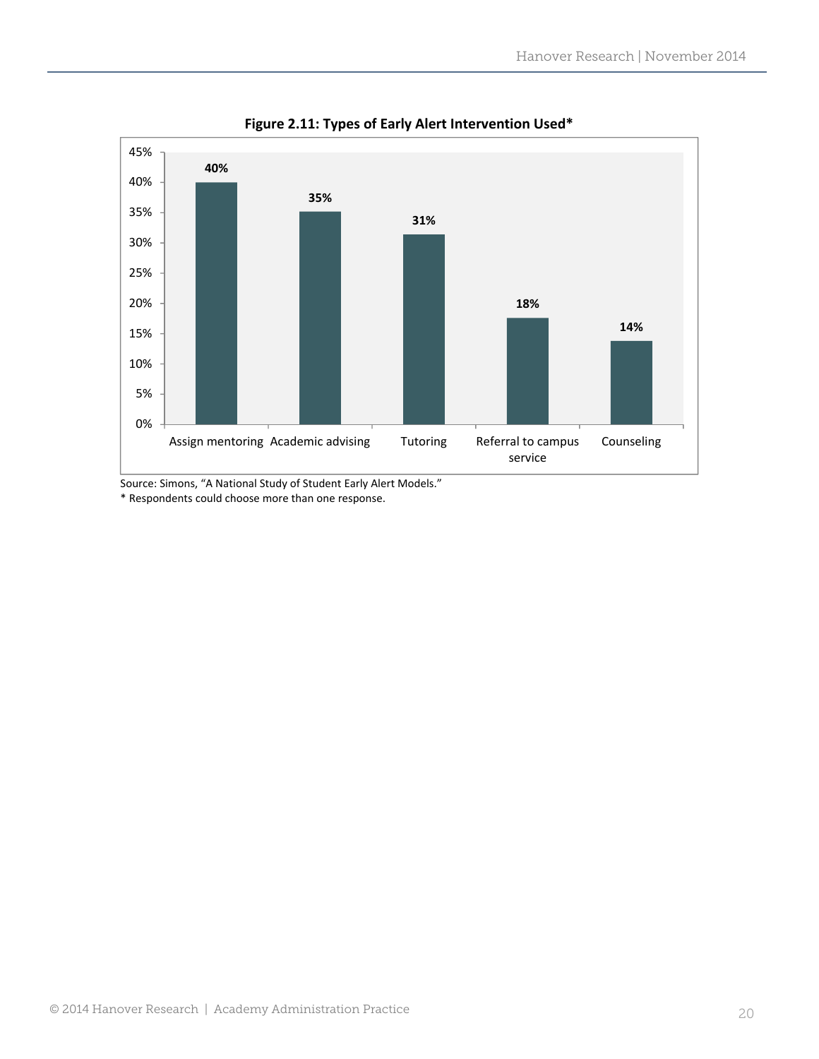**Figure 2.11: Types of Early Alert Intervention Used***

| Intervention | Percentage |
|---|---|
| Assign mentoring | 40% |
| Academic advising | 35% |
| Tutoring | 31% |
| Referral to campus service | 18% |
| Counseling | 14% |

Source: Simons, "A National Study of Student Early Alert Models."
* Respondents could choose more than one response.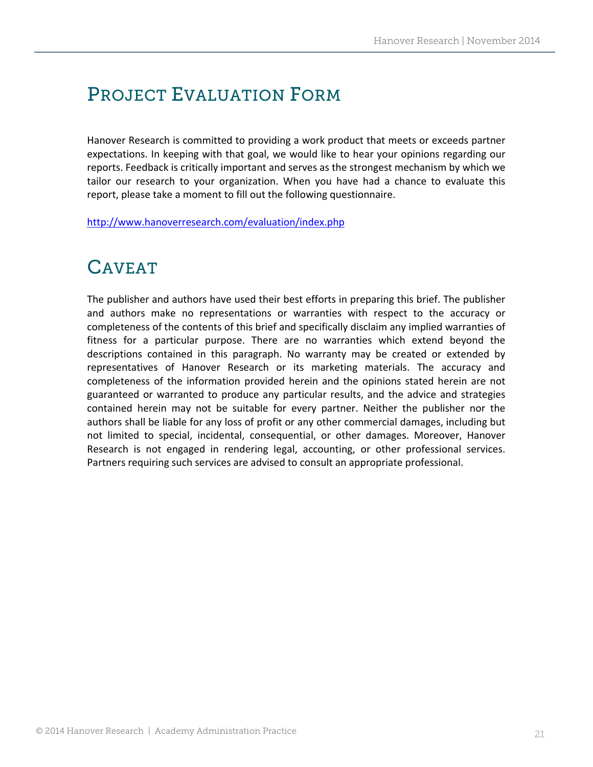# Project Evaluation Form

Hanover Research is committed to providing a work product that meets or exceeds partner expectations. In keeping with that goal, we would like to hear your opinions regarding our reports. Feedback is critically important and serves as the strongest mechanism by which we tailor our research to your organization. When you have had a chance to evaluate this report, please take a moment to fill out the following questionnaire.

http://www.hanoverresearch.com/evaluation/index.php

# Caveat

The publisher and authors have used their best efforts in preparing this brief. The publisher and authors make no representations or warranties with respect to the accuracy or completeness of the contents of this brief and specifically disclaim any implied warranties of fitness for a particular purpose. There are no warranties which extend beyond the descriptions contained in this paragraph. No warranty may be created or extended by representatives of Hanover Research or its marketing materials. The accuracy and completeness of the information provided herein and the opinions stated herein are not guaranteed or warranted to produce any particular results, and the advice and strategies contained herein may not be suitable for every partner. Neither the publisher nor the authors shall be liable for any loss of profit or any other commercial damages, including but not limited to special, incidental, consequential, or other damages. Moreover, Hanover Research is not engaged in rendering legal, accounting, or other professional services. Partners requiring such services are advised to consult an appropriate professional.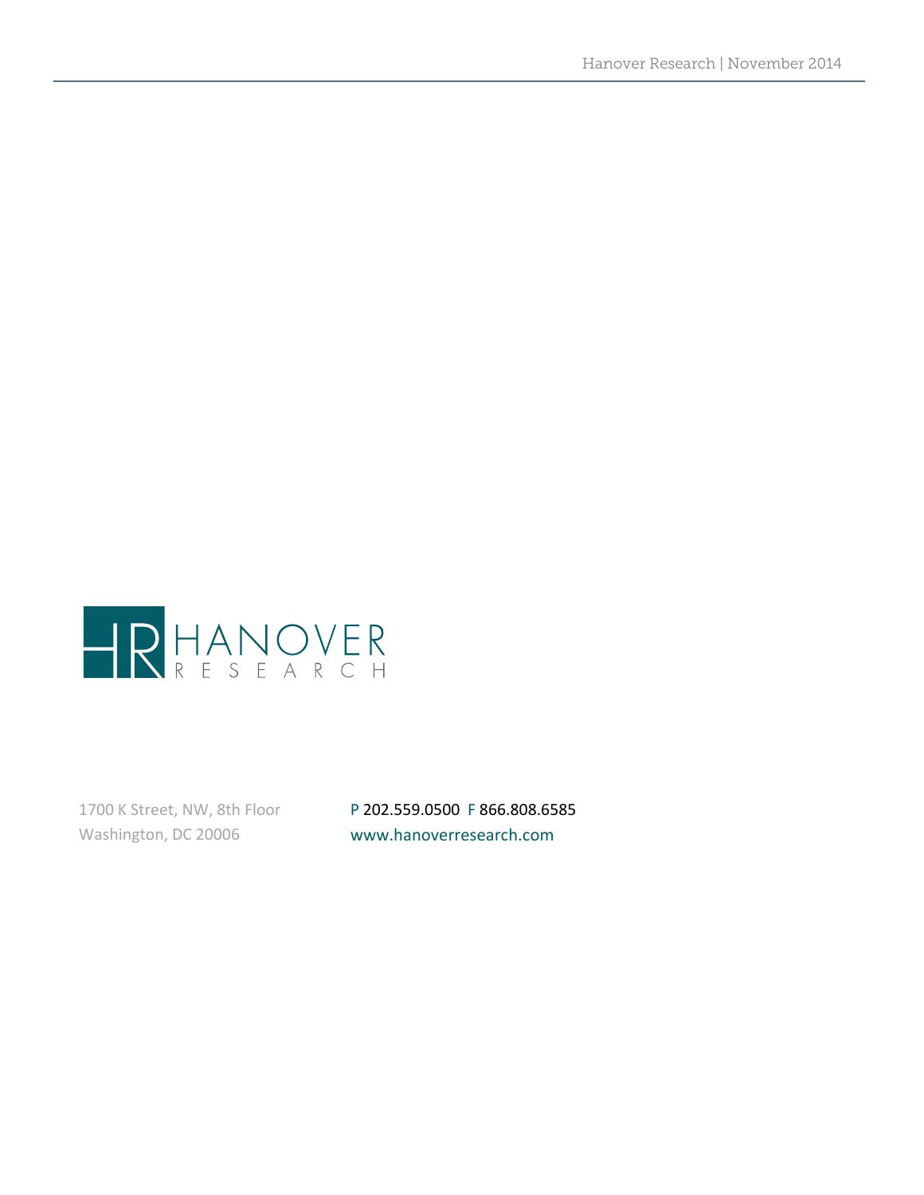HANOVER RESEARCH

1700 K Street, NW, 8th Floor
Washington, DC 20006

P 202.559.0500 F 866.808.6585
www.hanoverresearch.com